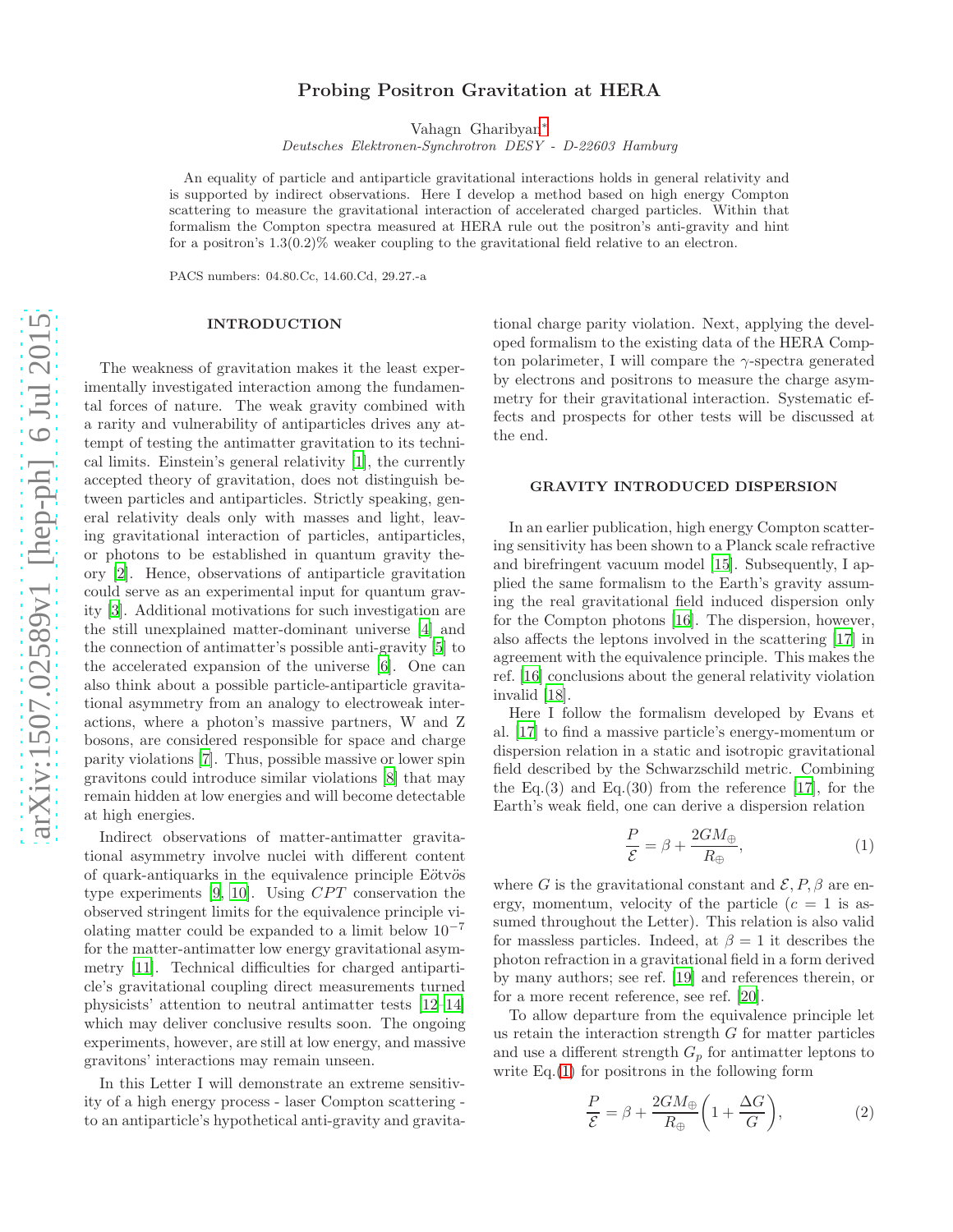# Probing Positron Gravitation at HERA

Vahagn Gharibyan*

*Deutsches Elektronen-Synchrotron DESY - D-22603 Hamburg*

An equality of particle and antiparticle gravitational interactions holds in general relativity and is supported by indirect observations. Here I develop a method based on high energy Compton scattering to measure the gravitational interaction of accelerated charged particles. Within that formalism the Compton spectra measured at HERA rule out the positron's anti-gravity and hint for a positron's 1.3(0.2)% weaker coupling to the gravitational field relative to an electron.

PACS numbers: 04.80.Cc, 14.60.Cd, 29.27.-a

## INTRODUCTION

The weakness of gravitation makes it the least experimentally investigated interaction among the fundamental forces of nature. The weak gravity combined with a rarity and vulnerability of antiparticles drives any attempt of testing the antimatter gravitation to its technical limits. Einstein's general relativity [1], the currently accepted theory of gravitation, does not distinguish between particles and antiparticles. Strictly speaking, general relativity deals only with masses and light, leaving gravitational interaction of particles, antiparticles, or photons to be established in quantum gravity theory [2]. Hence, observations of antiparticle gravitation could serve as an experimental input for quantum gravity [3]. Additional motivations for such investigation are the still unexplained matter-dominant universe [4] and the connection of antimatter's possible anti-gravity [5] to the accelerated expansion of the universe [6]. One can also think about a possible particle-antiparticle gravitational asymmetry from an analogy to electroweak interactions, where a photon's massive partners, W and Z bosons, are considered responsible for space and charge parity violations [7]. Thus, possible massive or lower spin gravitons could introduce similar violations [8] that may remain hidden at low energies and will become detectable at high energies.

Indirect observations of matter-antimatter gravitational asymmetry involve nuclei with different content of quark-antiquarks in the equivalence principle Eötvös type experiments [9, 10]. Using $CPT$ conservation the observed stringent limits for the equivalence principle violating matter could be expanded to a limit below $10^{-7}$ for the matter-antimatter low energy gravitational asymmetry [11]. Technical difficulties for charged antiparticle's gravitational coupling direct measurements turned physicists' attention to neutral antimatter tests [12–14] which may deliver conclusive results soon. The ongoing experiments, however, are still at low energy, and massive gravitons' interactions may remain unseen.

In this Letter I will demonstrate an extreme sensitivity of a high energy process - laser Compton scattering - to an antiparticle's hypothetical anti-gravity and gravitational charge parity violation. Next, applying the developed formalism to the existing data of the HERA Compton polarimeter, I will compare the $\gamma$-spectra generated by electrons and positrons to measure the charge asymmetry for their gravitational interaction. Systematic effects and prospects for other tests will be discussed at the end.

## GRAVITY INTRODUCED DISPERSION

In an earlier publication, high energy Compton scattering sensitivity has been shown to a Planck scale refractive and birefringent vacuum model [15]. Subsequently, I applied the same formalism to the Earth's gravity assuming the real gravitational field induced dispersion only for the Compton photons [16]. The dispersion, however, also affects the leptons involved in the scattering [17] in agreement with the equivalence principle. This makes the ref. [16] conclusions about the general relativity violation invalid [18].

Here I follow the formalism developed by Evans et al. [17] to find a massive particle's energy-momentum or dispersion relation in a static and isotropic gravitational field described by the Schwarzschild metric. Combining the Eq.(3) and Eq.(30) from the reference [17], for the Earth's weak field, one can derive a dispersion relation

$$\frac{P}{\mathcal{E}} = \beta + \frac{2GM_{\oplus}}{R_{\oplus}}, \tag{1}$$

where $G$ is the gravitational constant and $\mathcal{E}, P, \beta$ are energy, momentum, velocity of the particle ($c = 1$ is assumed throughout the Letter). This relation is also valid for massless particles. Indeed, at $\beta = 1$ it describes the photon refraction in a gravitational field in a form derived by many authors; see ref. [19] and references therein, or for a more recent reference, see ref. [20].

To allow departure from the equivalence principle let us retain the interaction strength $G$ for matter particles and use a different strength $G_p$ for antimatter leptons to write Eq.(1) for positrons in the following form

$$\frac{P}{\mathcal{E}} = \beta + \frac{2GM_{\oplus}}{R_{\oplus}}\left(1 + \frac{\Delta G}{G}\right), \tag{2}$$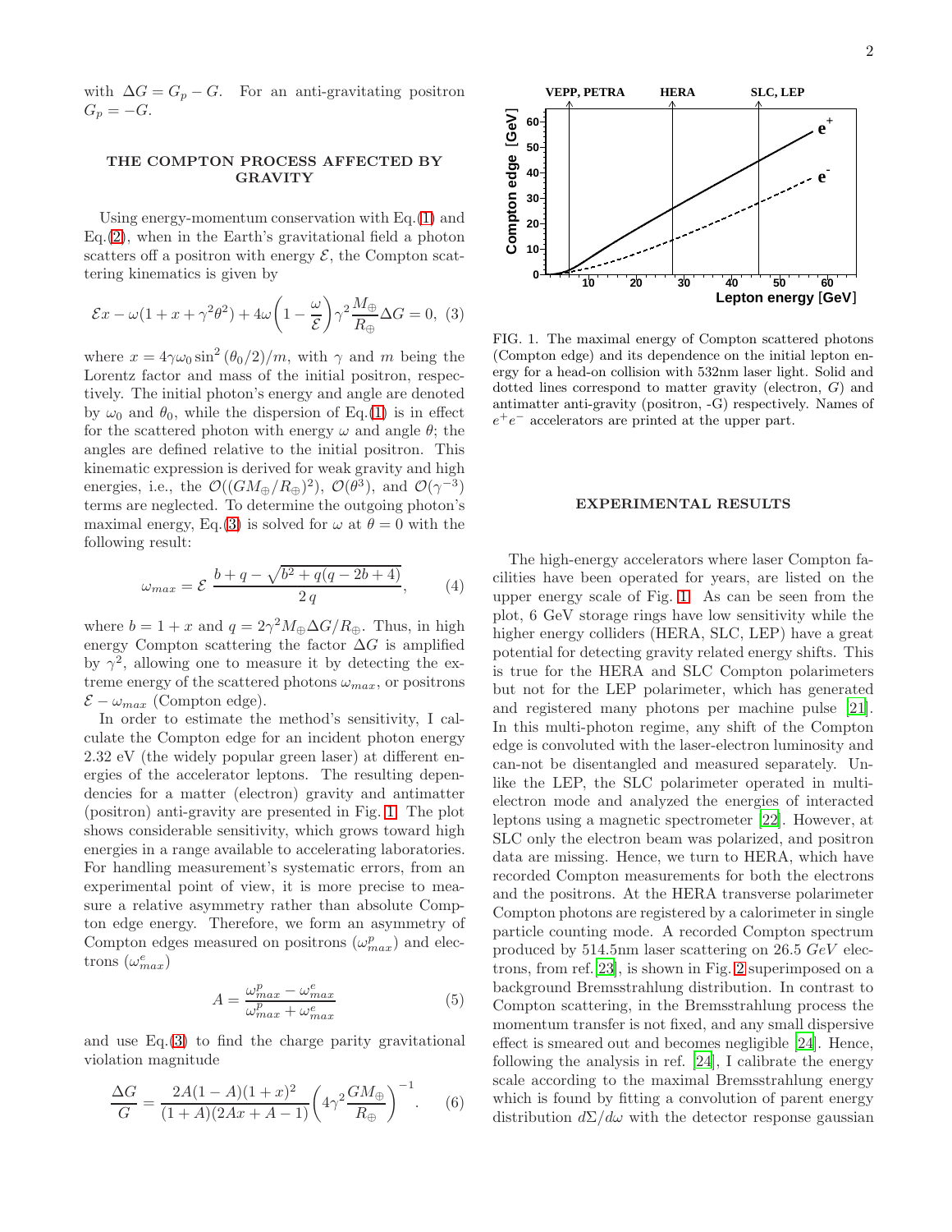with $\Delta G = G_p - G$. For an anti-gravitating positron $G_p = -G$.

## THE COMPTON PROCESS AFFECTED BY GRAVITY

Using energy-momentum conservation with Eq.(1) and Eq.(2), when in the Earth's gravitational field a photon scatters off a positron with energy $\mathcal{E}$, the Compton scattering kinematics is given by

$$\mathcal{E}x - \omega(1 + x + \gamma^2\theta^2) + 4\omega\left(1 - \frac{\omega}{\mathcal{E}}\right)\gamma^2\frac{M_\oplus}{R_\oplus}\Delta G = 0, \quad (3)$$

where $x = 4\gamma\omega_0 \sin^2(\theta_0/2)/m$, with $\gamma$ and $m$ being the Lorentz factor and mass of the initial positron, respectively. The initial photon's energy and angle are denoted by $\omega_0$ and $\theta_0$, while the dispersion of Eq.(1) is in effect for the scattered photon with energy $\omega$ and angle $\theta$; the angles are defined relative to the initial positron. This kinematic expression is derived for weak gravity and high energies, i.e., the $\mathcal{O}((GM_\oplus/R_\oplus)^2)$, $\mathcal{O}(\theta^3)$, and $\mathcal{O}(\gamma^{-3})$ terms are neglected. To determine the outgoing photon's maximal energy, Eq.(3) is solved for $\omega$ at $\theta = 0$ with the following result:

$$\omega_{max} = \mathcal{E}\,\frac{b + q - \sqrt{b^2 + q(q - 2b + 4)}}{2\,q}, \quad (4)$$

where $b = 1 + x$ and $q = 2\gamma^2 M_\oplus \Delta G/R_\oplus$. Thus, in high energy Compton scattering the factor $\Delta G$ is amplified by $\gamma^2$, allowing one to measure it by detecting the extreme energy of the scattered photons $\omega_{max}$, or positrons $\mathcal{E} - \omega_{max}$ (Compton edge).

In order to estimate the method's sensitivity, I calculate the Compton edge for an incident photon energy 2.32 eV (the widely popular green laser) at different energies of the accelerator leptons. The resulting dependencies for a matter (electron) gravity and antimatter (positron) anti-gravity are presented in Fig. 1. The plot shows considerable sensitivity, which grows toward high energies in a range available to accelerating laboratories. For handling measurement's systematic errors, from an experimental point of view, it is more precise to measure a relative asymmetry rather than absolute Compton edge energy. Therefore, we form an asymmetry of Compton edges measured on positrons ($\omega^p_{max}$) and electrons ($\omega^e_{max}$)

$$A = \frac{\omega^p_{max} - \omega^e_{max}}{\omega^p_{max} + \omega^e_{max}} \quad (5)$$

and use Eq.(3) to find the charge parity gravitational violation magnitude

$$\frac{\Delta G}{G} = \frac{2A(1-A)(1+x)^2}{(1+A)(2Ax + A - 1)}\left(4\gamma^2\frac{GM_\oplus}{R_\oplus}\right)^{-1}. \quad (6)$$

FIG. 1. The maximal energy of Compton scattered photons (Compton edge) and its dependence on the initial lepton energy for a head-on collision with 532nm laser light. Solid and dotted lines correspond to matter gravity (electron, $G$) and antimatter anti-gravity (positron, -G) respectively. Names of $e^+e^-$ accelerators are printed at the upper part.

## EXPERIMENTAL RESULTS

The high-energy accelerators where laser Compton facilities have been operated for years, are listed on the upper energy scale of Fig. 1. As can be seen from the plot, 6 GeV storage rings have low sensitivity while the higher energy colliders (HERA, SLC, LEP) have a great potential for detecting gravity related energy shifts. This is true for the HERA and SLC Compton polarimeters but not for the LEP polarimeter, which has generated and registered many photons per machine pulse [21]. In this multi-photon regime, any shift of the Compton edge is convoluted with the laser-electron luminosity and can-not be disentangled and measured separately. Unlike the LEP, the SLC polarimeter operated in multi-electron mode and analyzed the energies of interacted leptons using a magnetic spectrometer [22]. However, at SLC only the electron beam was polarized, and positron data are missing. Hence, we turn to HERA, which have recorded Compton measurements for both the electrons and the positrons. At the HERA transverse polarimeter Compton photons are registered by a calorimeter in single particle counting mode. A recorded Compton spectrum produced by 514.5nm laser scattering on 26.5 *GeV* electrons, from ref.[23], is shown in Fig. 2 superimposed on a background Bremsstrahlung distribution. In contrast to Compton scattering, in the Bremsstrahlung process the momentum transfer is not fixed, and any small dispersive effect is smeared out and becomes negligible [24]. Hence, following the analysis in ref. [24], I calibrate the energy scale according to the maximal Bremsstrahlung energy which is found by fitting a convolution of parent energy distribution $d\Sigma/d\omega$ with the detector response gaussian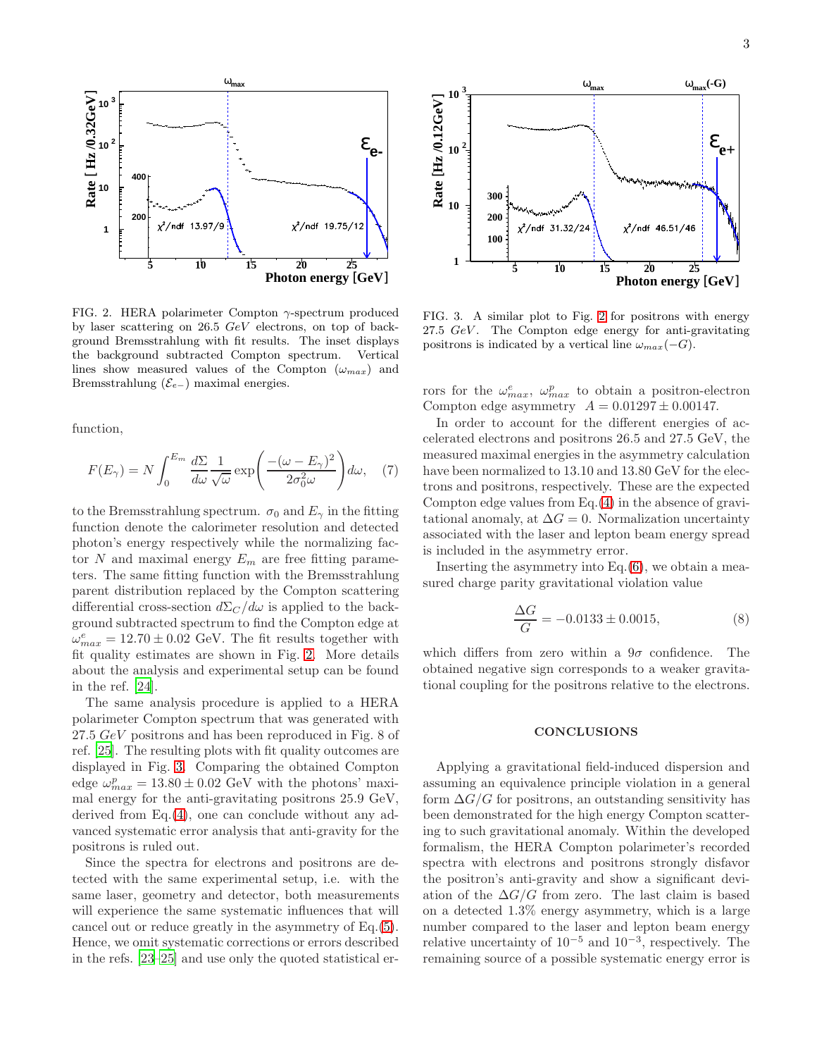FIG. 2. HERA polarimeter Compton $\gamma$-spectrum produced by laser scattering on 26.5 $GeV$ electrons, on top of background Bremsstrahlung with fit results. The inset displays the background subtracted Compton spectrum. Vertical lines show measured values of the Compton ($\omega_{max}$) and Bremsstrahlung ($\mathcal{E}_{e-}$) maximal energies.

FIG. 3. A similar plot to Fig. 2 for positrons with energy 27.5 $GeV$. The Compton edge energy for anti-gravitating positrons is indicated by a vertical line $\omega_{max}(-G)$.

function,

$$F(E_\gamma) = N \int_0^{E_m} \frac{d\Sigma}{d\omega} \frac{1}{\sqrt{\omega}} \exp\left( \frac{-(\omega - E_\gamma)^2}{2\sigma_0^2 \omega} \right) d\omega, \quad (7)$$

to the Bremsstrahlung spectrum. $\sigma_0$ and $E_\gamma$ in the fitting function denote the calorimeter resolution and detected photon's energy respectively while the normalizing factor $N$ and maximal energy $E_m$ are free fitting parameters. The same fitting function with the Bremsstrahlung parent distribution replaced by the Compton scattering differential cross-section $d\Sigma_C/d\omega$ is applied to the background subtracted spectrum to find the Compton edge at $\omega^e_{max} = 12.70 \pm 0.02$ GeV. The fit results together with fit quality estimates are shown in Fig. 2. More details about the analysis and experimental setup can be found in the ref. [24].

The same analysis procedure is applied to a HERA polarimeter Compton spectrum that was generated with 27.5 $GeV$ positrons and has been reproduced in Fig. 8 of ref. [25]. The resulting plots with fit quality outcomes are displayed in Fig. 3. Comparing the obtained Compton edge $\omega^p_{max} = 13.80 \pm 0.02$ GeV with the photons' maximal energy for the anti-gravitating positrons 25.9 GeV, derived from Eq.(4), one can conclude without any advanced systematic error analysis that anti-gravity for the positrons is ruled out.

Since the spectra for electrons and positrons are detected with the same experimental setup, i.e. with the same laser, geometry and detector, both measurements will experience the same systematic influences that will cancel out or reduce greatly in the asymmetry of Eq.(5). Hence, we omit systematic corrections or errors described in the refs. [23–25] and use only the quoted statistical errors for the $\omega^e_{max}$, $\omega^p_{max}$ to obtain a positron-electron Compton edge asymmetry $A = 0.01297 \pm 0.00147$.

In order to account for the different energies of accelerated electrons and positrons 26.5 and 27.5 GeV, the measured maximal energies in the asymmetry calculation have been normalized to 13.10 and 13.80 GeV for the electrons and positrons, respectively. These are the expected Compton edge values from Eq.(4) in the absence of gravitational anomaly, at $\Delta G = 0$. Normalization uncertainty associated with the laser and lepton beam energy spread is included in the asymmetry error.

Inserting the asymmetry into Eq.(6), we obtain a measured charge parity gravitational violation value

$$\frac{\Delta G}{G} = -0.0133 \pm 0.0015, \quad (8)$$

which differs from zero within a $9\sigma$ confidence. The obtained negative sign corresponds to a weaker gravitational coupling for the positrons relative to the electrons.

## CONCLUSIONS

Applying a gravitational field-induced dispersion and assuming an equivalence principle violation in a general form $\Delta G/G$ for positrons, an outstanding sensitivity has been demonstrated for the high energy Compton scattering to such gravitational anomaly. Within the developed formalism, the HERA Compton polarimeter's recorded spectra with electrons and positrons strongly disfavor the positron's anti-gravity and show a significant deviation of the $\Delta G/G$ from zero. The last claim is based on a detected 1.3% energy asymmetry, which is a large number compared to the laser and lepton beam energy relative uncertainty of $10^{-5}$ and $10^{-3}$, respectively. The remaining source of a possible systematic energy error is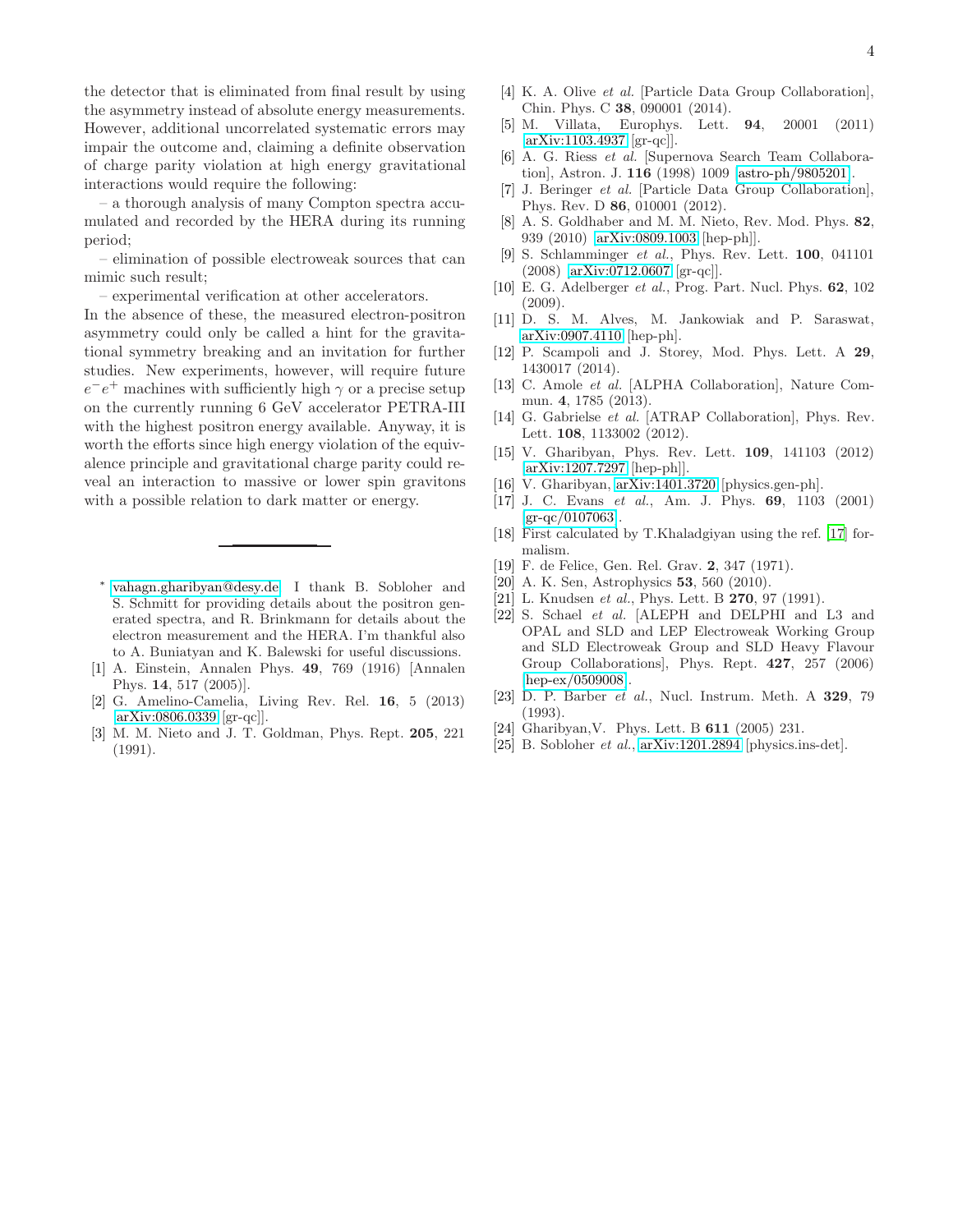the detector that is eliminated from final result by using the asymmetry instead of absolute energy measurements. However, additional uncorrelated systematic errors may impair the outcome and, claiming a definite observation of charge parity violation at high energy gravitational interactions would require the following:

– a thorough analysis of many Compton spectra accumulated and recorded by the HERA during its running period;

– elimination of possible electroweak sources that can mimic such result;

– experimental verification at other accelerators.

In the absence of these, the measured electron-positron asymmetry could only be called a hint for the gravitational symmetry breaking and an invitation for further studies. New experiments, however, will require future $e^-e^+$ machines with sufficiently high $\gamma$ or a precise setup on the currently running 6 GeV accelerator PETRA-III with the highest positron energy available. Anyway, it is worth the efforts since high energy violation of the equivalence principle and gravitational charge parity could reveal an interaction to massive or lower spin gravitons with a possible relation to dark matter or energy.

---

* vahagn.gharibyan@desy.de I thank B. Sobloher and S. Schmitt for providing details about the positron generated spectra, and R. Brinkmann for details about the electron measurement and the HERA. I'm thankful also to A. Buniatyan and K. Balewski for useful discussions.

[1] A. Einstein, Annalen Phys. **49**, 769 (1916) [Annalen Phys. **14**, 517 (2005)].

[2] G. Amelino-Camelia, Living Rev. Rel. **16**, 5 (2013) [arXiv:0806.0339 [gr-qc]].

[3] M. M. Nieto and J. T. Goldman, Phys. Rept. **205**, 221 (1991).

[4] K. A. Olive *et al.* [Particle Data Group Collaboration], Chin. Phys. C **38**, 090001 (2014).

[5] M. Villata, Europhys. Lett. **94**, 20001 (2011) [arXiv:1103.4937 [gr-qc]].

[6] A. G. Riess *et al.* [Supernova Search Team Collaboration], Astron. J. **116** (1998) 1009 [astro-ph/9805201].

[7] J. Beringer *et al.* [Particle Data Group Collaboration], Phys. Rev. D **86**, 010001 (2012).

[8] A. S. Goldhaber and M. M. Nieto, Rev. Mod. Phys. **82**, 939 (2010) [arXiv:0809.1003 [hep-ph]].

[9] S. Schlamminger *et al.*, Phys. Rev. Lett. **100**, 041101 (2008) [arXiv:0712.0607 [gr-qc]].

[10] E. G. Adelberger *et al.*, Prog. Part. Nucl. Phys. **62**, 102 (2009).

[11] D. S. M. Alves, M. Jankowiak and P. Saraswat, arXiv:0907.4110 [hep-ph].

[12] P. Scampoli and J. Storey, Mod. Phys. Lett. A **29**, 1430017 (2014).

[13] C. Amole *et al.* [ALPHA Collaboration], Nature Commun. **4**, 1785 (2013).

[14] G. Gabrielse *et al.* [ATRAP Collaboration], Phys. Rev. Lett. **108**, 1133002 (2012).

[15] V. Gharibyan, Phys. Rev. Lett. **109**, 141103 (2012) [arXiv:1207.7297 [hep-ph]].

[16] V. Gharibyan, arXiv:1401.3720 [physics.gen-ph].

[17] J. C. Evans *et al.*, Am. J. Phys. **69**, 1103 (2001) [gr-qc/0107063].

[18] First calculated by T.Khaladgiyan using the ref. [17] formalism.

[19] F. de Felice, Gen. Rel. Grav. **2**, 347 (1971).

[20] A. K. Sen, Astrophysics **53**, 560 (2010).

[21] L. Knudsen *et al.*, Phys. Lett. B **270**, 97 (1991).

[22] S. Schael *et al.* [ALEPH and DELPHI and L3 and OPAL and SLD and LEP Electroweak Working Group and SLD Electroweak Group and SLD Heavy Flavour Group Collaborations], Phys. Rept. **427**, 257 (2006) [hep-ex/0509008].

[23] D. P. Barber *et al.*, Nucl. Instrum. Meth. A **329**, 79 (1993).

[24] Gharibyan,V. Phys. Lett. B **611** (2005) 231.

[25] B. Sobloher *et al.*, arXiv:1201.2894 [physics.ins-det].